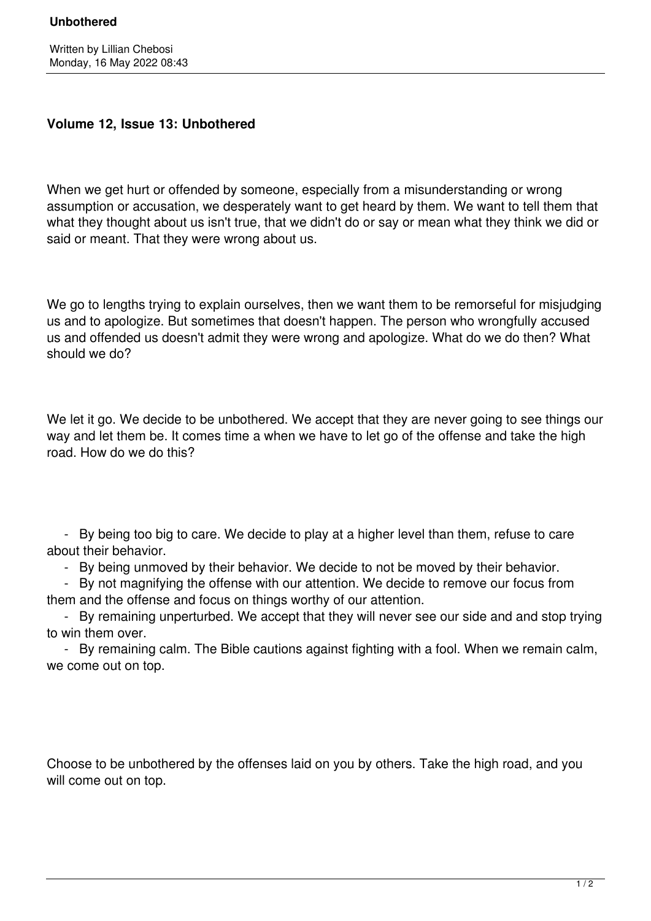# Unbothered

Written by Lillian Chebosi
Monday, 16 May 2022 08:43

## Volume 12, Issue 13: Unbothered

When we get hurt or offended by someone, especially from a misunderstanding or wrong assumption or accusation, we desperately want to get heard by them. We want to tell them that what they thought about us isn't true, that we didn't do or say or mean what they think we did or said or meant. That they were wrong about us.

We go to lengths trying to explain ourselves, then we want them to be remorseful for misjudging us and to apologize. But sometimes that doesn't happen. The person who wrongfully accused us and offended us doesn't admit they were wrong and apologize. What do we do then? What should we do?

We let it go. We decide to be unbothered. We accept that they are never going to see things our way and let them be. It comes time a when we have to let go of the offense and take the high road. How do we do this?

- By being too big to care. We decide to play at a higher level than them, refuse to care about their behavior.
- By being unmoved by their behavior. We decide to not be moved by their behavior.
- By not magnifying the offense with our attention. We decide to remove our focus from them and the offense and focus on things worthy of our attention.
- By remaining unperturbed. We accept that they will never see our side and and stop trying to win them over.
- By remaining calm. The Bible cautions against fighting with a fool. When we remain calm, we come out on top.

Choose to be unbothered by the offenses laid on you by others. Take the high road, and you will come out on top.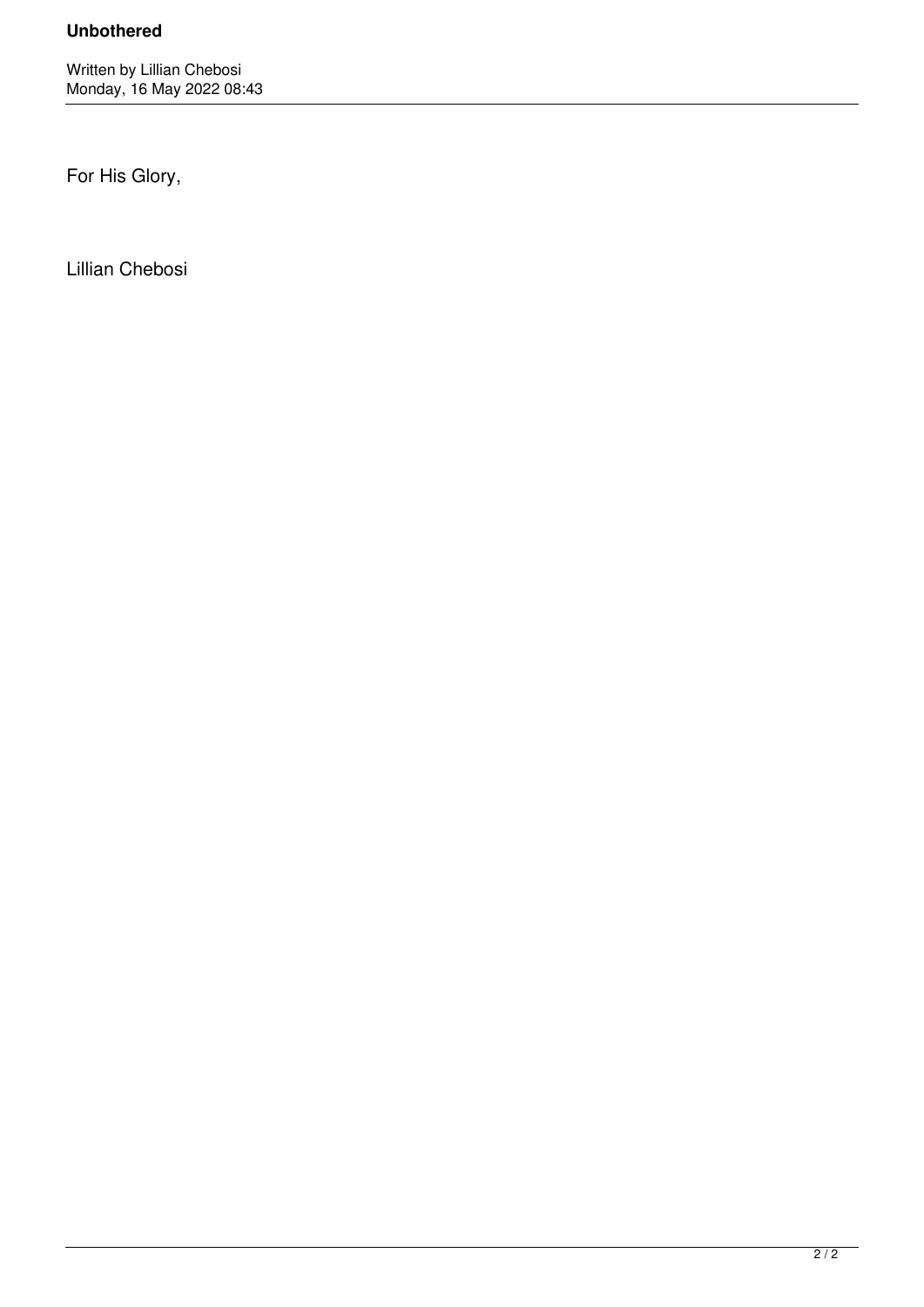For His Glory,

Lillian Chebosi